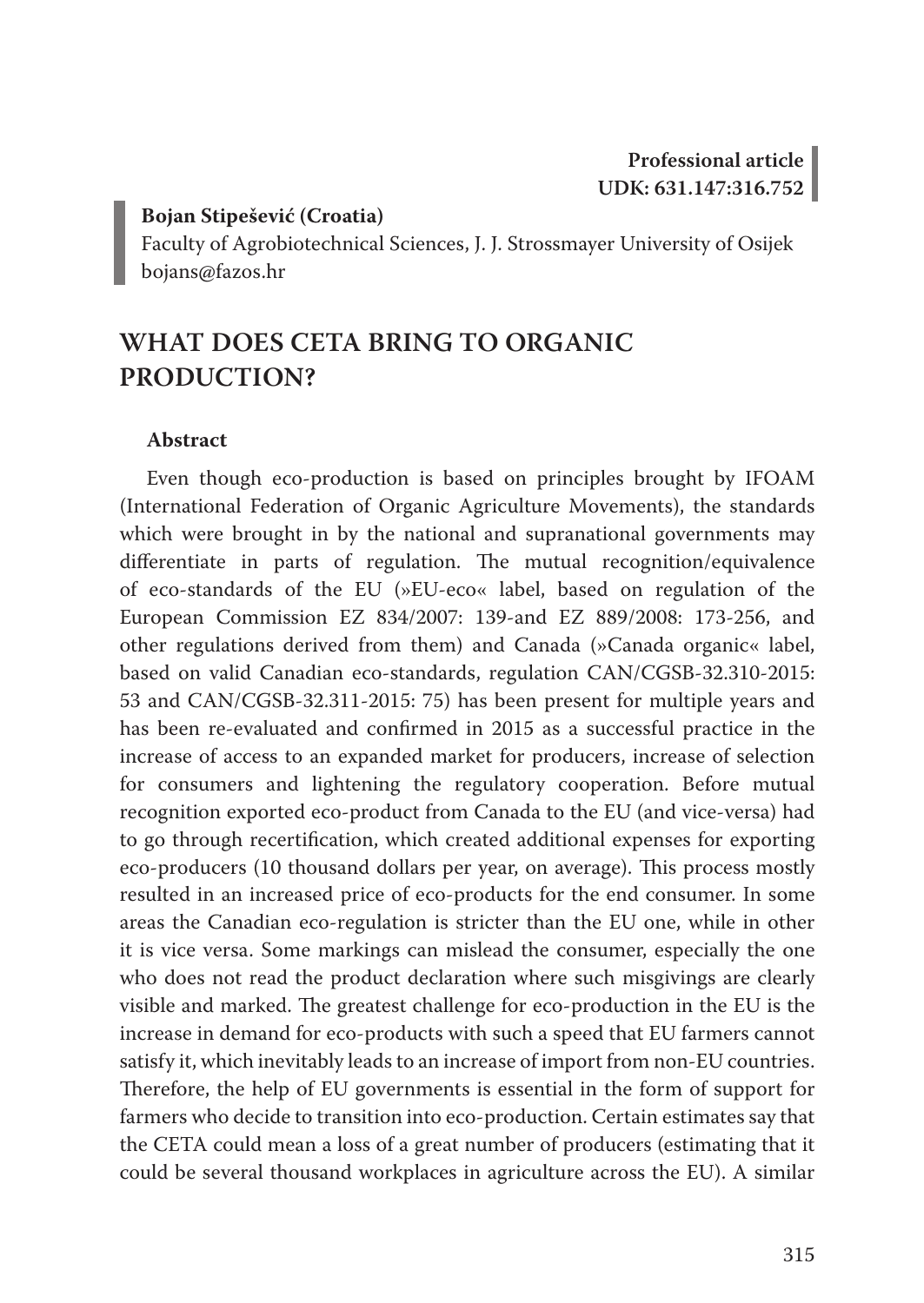**Professional article**
**UDK: 631.147:316.752**

**Bojan Stipešević (Croatia)**
Faculty of Agrobiotechnical Sciences, J. J. Strossmayer University of Osijek
bojans@fazos.hr

# WHAT DOES CETA BRING TO ORGANIC PRODUCTION?

### Abstract

Even though eco-production is based on principles brought by IFOAM (International Federation of Organic Agriculture Movements), the standards which were brought in by the national and supranational governments may differentiate in parts of regulation. The mutual recognition/equivalence of eco-standards of the EU (»EU-eco« label, based on regulation of the European Commission EZ 834/2007: 139-and EZ 889/2008: 173-256, and other regulations derived from them) and Canada (»Canada organic« label, based on valid Canadian eco-standards, regulation CAN/CGSB-32.310-2015: 53 and CAN/CGSB-32.311-2015: 75) has been present for multiple years and has been re-evaluated and confirmed in 2015 as a successful practice in the increase of access to an expanded market for producers, increase of selection for consumers and lightening the regulatory cooperation. Before mutual recognition exported eco-product from Canada to the EU (and vice-versa) had to go through recertification, which created additional expenses for exporting eco-producers (10 thousand dollars per year, on average). This process mostly resulted in an increased price of eco-products for the end consumer. In some areas the Canadian eco-regulation is stricter than the EU one, while in other it is vice versa. Some markings can mislead the consumer, especially the one who does not read the product declaration where such misgivings are clearly visible and marked. The greatest challenge for eco-production in the EU is the increase in demand for eco-products with such a speed that EU farmers cannot satisfy it, which inevitably leads to an increase of import from non-EU countries. Therefore, the help of EU governments is essential in the form of support for farmers who decide to transition into eco-production. Certain estimates say that the CETA could mean a loss of a great number of producers (estimating that it could be several thousand workplaces in agriculture across the EU). A similar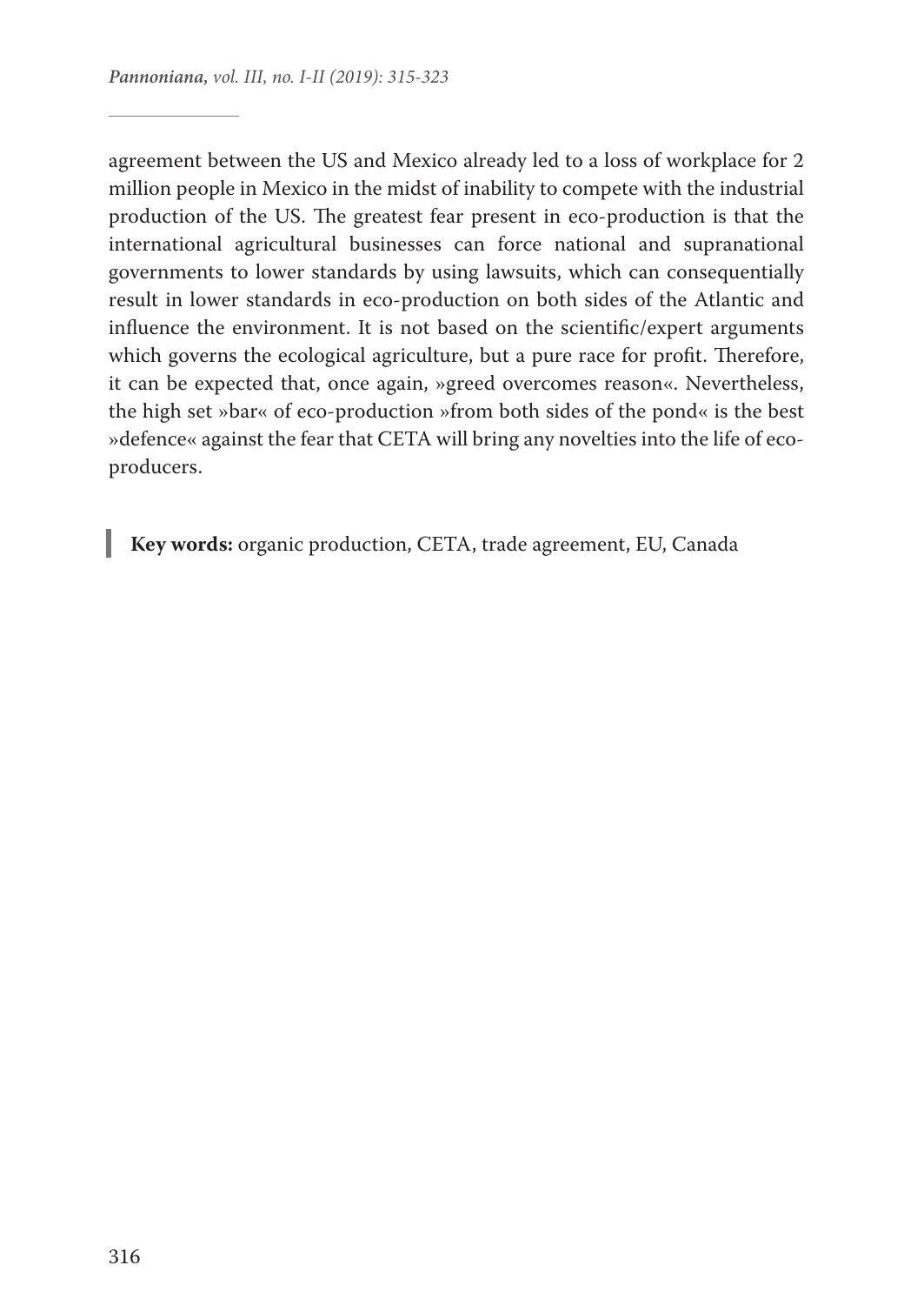agreement between the US and Mexico already led to a loss of workplace for 2 million people in Mexico in the midst of inability to compete with the industrial production of the US. The greatest fear present in eco-production is that the international agricultural businesses can force national and supranational governments to lower standards by using lawsuits, which can consequentially result in lower standards in eco-production on both sides of the Atlantic and influence the environment. It is not based on the scientific/expert arguments which governs the ecological agriculture, but a pure race for profit. Therefore, it can be expected that, once again, »greed overcomes reason«. Nevertheless, the high set »bar« of eco-production »from both sides of the pond« is the best »defence« against the fear that CETA will bring any novelties into the life of eco-producers.

**Key words:** organic production, CETA, trade agreement, EU, Canada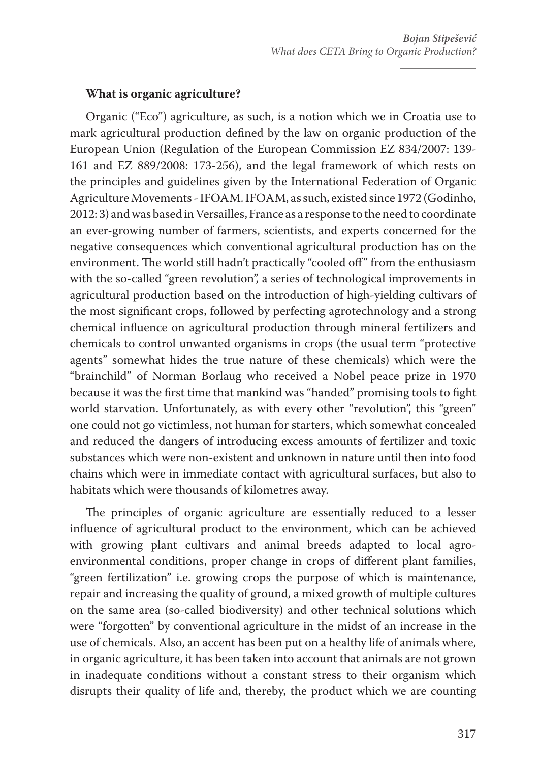**What is organic agriculture?**

Organic ("Eco") agriculture, as such, is a notion which we in Croatia use to mark agricultural production defined by the law on organic production of the European Union (Regulation of the European Commission EZ 834/2007: 139-161 and EZ 889/2008: 173-256), and the legal framework of which rests on the principles and guidelines given by the International Federation of Organic Agriculture Movements - IFOAM. IFOAM, as such, existed since 1972 (Godinho, 2012: 3) and was based in Versailles, France as a response to the need to coordinate an ever-growing number of farmers, scientists, and experts concerned for the negative consequences which conventional agricultural production has on the environment. The world still hadn't practically "cooled off" from the enthusiasm with the so-called "green revolution", a series of technological improvements in agricultural production based on the introduction of high-yielding cultivars of the most significant crops, followed by perfecting agrotechnology and a strong chemical influence on agricultural production through mineral fertilizers and chemicals to control unwanted organisms in crops (the usual term "protective agents" somewhat hides the true nature of these chemicals) which were the "brainchild" of Norman Borlaug who received a Nobel peace prize in 1970 because it was the first time that mankind was "handed" promising tools to fight world starvation. Unfortunately, as with every other "revolution", this "green" one could not go victimless, not human for starters, which somewhat concealed and reduced the dangers of introducing excess amounts of fertilizer and toxic substances which were non-existent and unknown in nature until then into food chains which were in immediate contact with agricultural surfaces, but also to habitats which were thousands of kilometres away.

The principles of organic agriculture are essentially reduced to a lesser influence of agricultural product to the environment, which can be achieved with growing plant cultivars and animal breeds adapted to local agro-environmental conditions, proper change in crops of different plant families, "green fertilization" i.e. growing crops the purpose of which is maintenance, repair and increasing the quality of ground, a mixed growth of multiple cultures on the same area (so-called biodiversity) and other technical solutions which were "forgotten" by conventional agriculture in the midst of an increase in the use of chemicals. Also, an accent has been put on a healthy life of animals where, in organic agriculture, it has been taken into account that animals are not grown in inadequate conditions without a constant stress to their organism which disrupts their quality of life and, thereby, the product which we are counting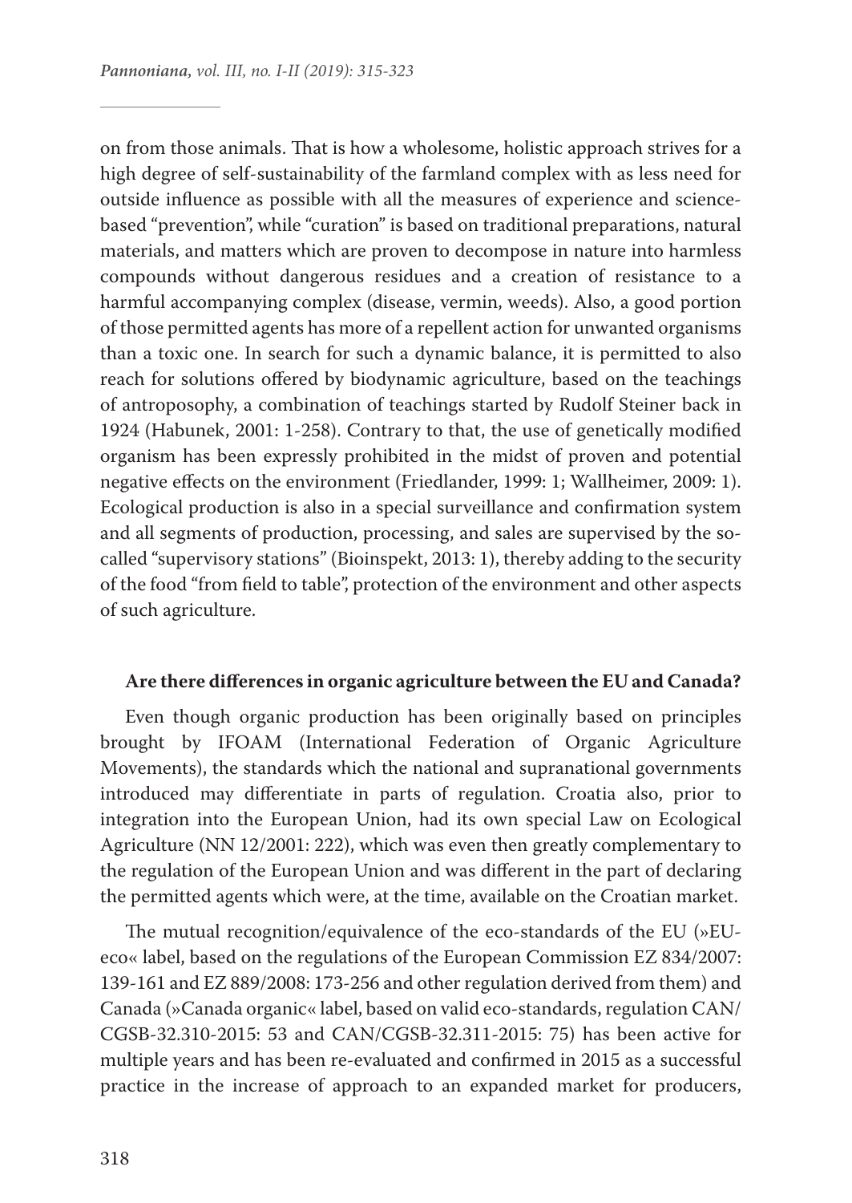on from those animals. That is how a wholesome, holistic approach strives for a high degree of self-sustainability of the farmland complex with as less need for outside influence as possible with all the measures of experience and science-based "prevention", while "curation" is based on traditional preparations, natural materials, and matters which are proven to decompose in nature into harmless compounds without dangerous residues and a creation of resistance to a harmful accompanying complex (disease, vermin, weeds). Also, a good portion of those permitted agents has more of a repellent action for unwanted organisms than a toxic one. In search for such a dynamic balance, it is permitted to also reach for solutions offered by biodynamic agriculture, based on the teachings of antroposophy, a combination of teachings started by Rudolf Steiner back in 1924 (Habunek, 2001: 1-258). Contrary to that, the use of genetically modified organism has been expressly prohibited in the midst of proven and potential negative effects on the environment (Friedlander, 1999: 1; Wallheimer, 2009: 1). Ecological production is also in a special surveillance and confirmation system and all segments of production, processing, and sales are supervised by the so-called "supervisory stations" (Bioinspekt, 2013: 1), thereby adding to the security of the food "from field to table", protection of the environment and other aspects of such agriculture.

## Are there differences in organic agriculture between the EU and Canada?

Even though organic production has been originally based on principles brought by IFOAM (International Federation of Organic Agriculture Movements), the standards which the national and supranational governments introduced may differentiate in parts of regulation. Croatia also, prior to integration into the European Union, had its own special Law on Ecological Agriculture (NN 12/2001: 222), which was even then greatly complementary to the regulation of the European Union and was different in the part of declaring the permitted agents which were, at the time, available on the Croatian market.

The mutual recognition/equivalence of the eco-standards of the EU (»EU-eco« label, based on the regulations of the European Commission EZ 834/2007: 139-161 and EZ 889/2008: 173-256 and other regulation derived from them) and Canada (»Canada organic« label, based on valid eco-standards, regulation CAN/CGSB-32.310-2015: 53 and CAN/CGSB-32.311-2015: 75) has been active for multiple years and has been re-evaluated and confirmed in 2015 as a successful practice in the increase of approach to an expanded market for producers,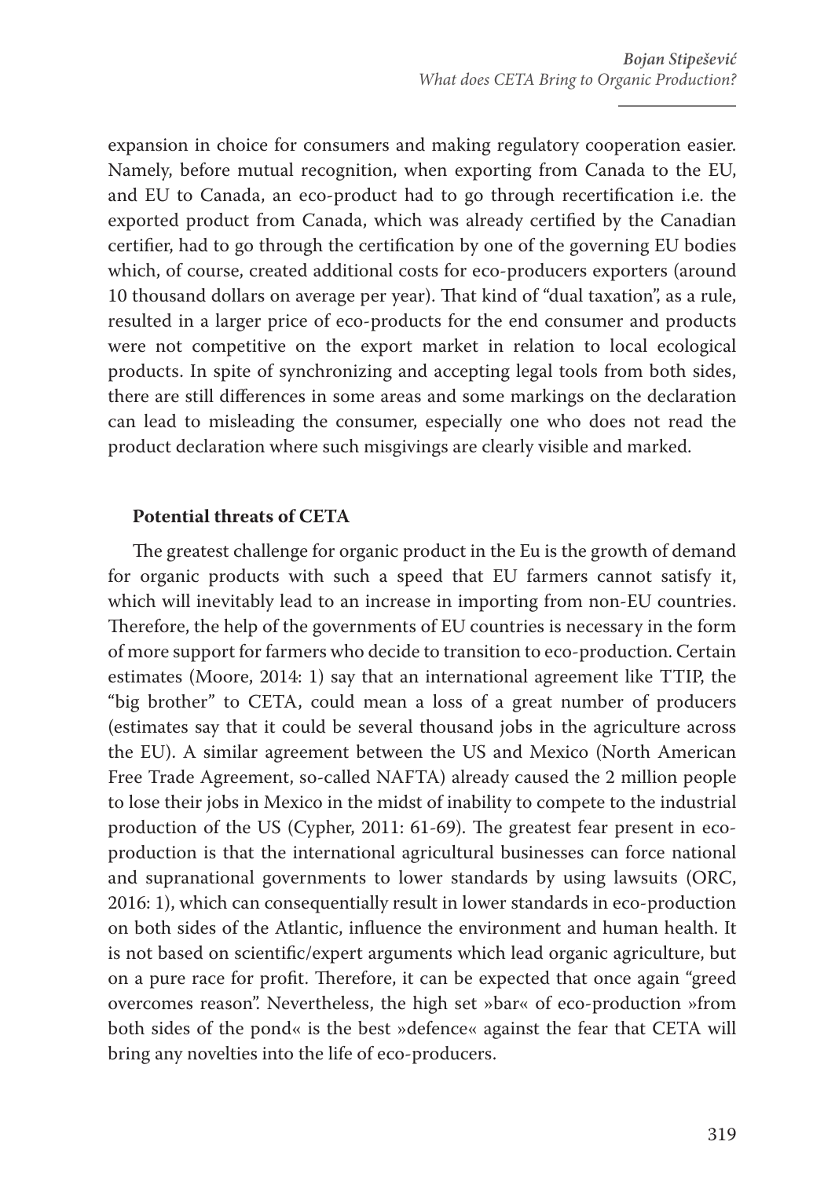expansion in choice for consumers and making regulatory cooperation easier. Namely, before mutual recognition, when exporting from Canada to the EU, and EU to Canada, an eco-product had to go through recertification i.e. the exported product from Canada, which was already certified by the Canadian certifier, had to go through the certification by one of the governing EU bodies which, of course, created additional costs for eco-producers exporters (around 10 thousand dollars on average per year). That kind of "dual taxation", as a rule, resulted in a larger price of eco-products for the end consumer and products were not competitive on the export market in relation to local ecological products. In spite of synchronizing and accepting legal tools from both sides, there are still differences in some areas and some markings on the declaration can lead to misleading the consumer, especially one who does not read the product declaration where such misgivings are clearly visible and marked.

**Potential threats of CETA**

The greatest challenge for organic product in the Eu is the growth of demand for organic products with such a speed that EU farmers cannot satisfy it, which will inevitably lead to an increase in importing from non-EU countries. Therefore, the help of the governments of EU countries is necessary in the form of more support for farmers who decide to transition to eco-production. Certain estimates (Moore, 2014: 1) say that an international agreement like TTIP, the "big brother" to CETA, could mean a loss of a great number of producers (estimates say that it could be several thousand jobs in the agriculture across the EU). A similar agreement between the US and Mexico (North American Free Trade Agreement, so-called NAFTA) already caused the 2 million people to lose their jobs in Mexico in the midst of inability to compete to the industrial production of the US (Cypher, 2011: 61-69). The greatest fear present in eco-production is that the international agricultural businesses can force national and supranational governments to lower standards by using lawsuits (ORC, 2016: 1), which can consequentially result in lower standards in eco-production on both sides of the Atlantic, influence the environment and human health. It is not based on scientific/expert arguments which lead organic agriculture, but on a pure race for profit. Therefore, it can be expected that once again "greed overcomes reason". Nevertheless, the high set »bar« of eco-production »from both sides of the pond« is the best »defence« against the fear that CETA will bring any novelties into the life of eco-producers.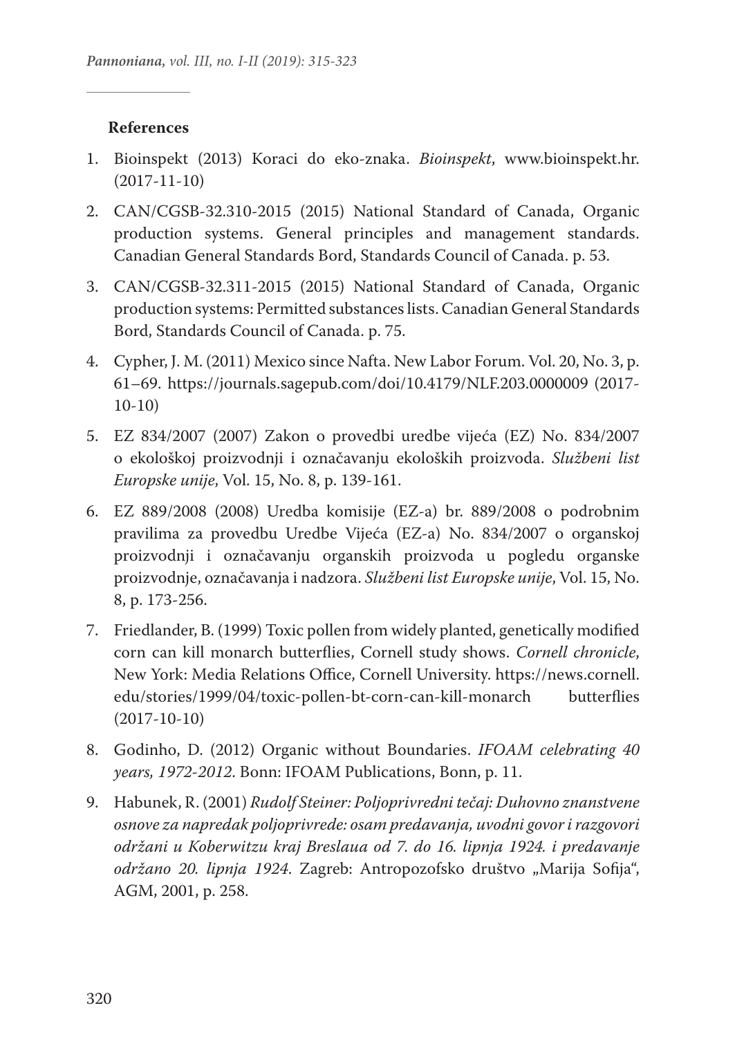**References**

1. Bioinspekt (2013) Koraci do eko-znaka. *Bioinspekt*, www.bioinspekt.hr. (2017-11-10)
2. CAN/CGSB-32.310-2015 (2015) National Standard of Canada, Organic production systems. General principles and management standards. Canadian General Standards Bord, Standards Council of Canada. p. 53.
3. CAN/CGSB-32.311-2015 (2015) National Standard of Canada, Organic production systems: Permitted substances lists. Canadian General Standards Bord, Standards Council of Canada. p. 75.
4. Cypher, J. M. (2011) Mexico since Nafta. New Labor Forum. Vol. 20, No. 3, p. 61–69. https://journals.sagepub.com/doi/10.4179/NLF.203.0000009 (2017-10-10)
5. EZ 834/2007 (2007) Zakon o provedbi uredbe vijeća (EZ) No. 834/2007 o ekološkoj proizvodnji i označavanju ekoloških proizvoda. *Službeni list Europske unije*, Vol. 15, No. 8, p. 139-161.
6. EZ 889/2008 (2008) Uredba komisije (EZ-a) br. 889/2008 o podrobnim pravilima za provedbu Uredbe Vijeća (EZ-a) No. 834/2007 o organskoj proizvodnji i označavanju organskih proizvoda u pogledu organske proizvodnje, označavanja i nadzora. *Službeni list Europske unije*, Vol. 15, No. 8, p. 173-256.
7. Friedlander, B. (1999) Toxic pollen from widely planted, genetically modified corn can kill monarch butterflies, Cornell study shows. *Cornell chronicle*, New York: Media Relations Office, Cornell University. https://news.cornell.edu/stories/1999/04/toxic-pollen-bt-corn-can-kill-monarch butterflies (2017-10-10)
8. Godinho, D. (2012) Organic without Boundaries. *IFOAM celebrating 40 years, 1972-2012*. Bonn: IFOAM Publications, Bonn, p. 11.
9. Habunek, R. (2001) *Rudolf Steiner: Poljoprivredni tečaj: Duhovno znanstvene osnove za napredak poljoprivrede: osam predavanja, uvodni govor i razgovori održani u Koberwitzu kraj Breslaua od 7. do 16. lipnja 1924. i predavanje održano 20. lipnja 1924*. Zagreb: Antropozofsko društvo „Marija Sofija", AGM, 2001, p. 258.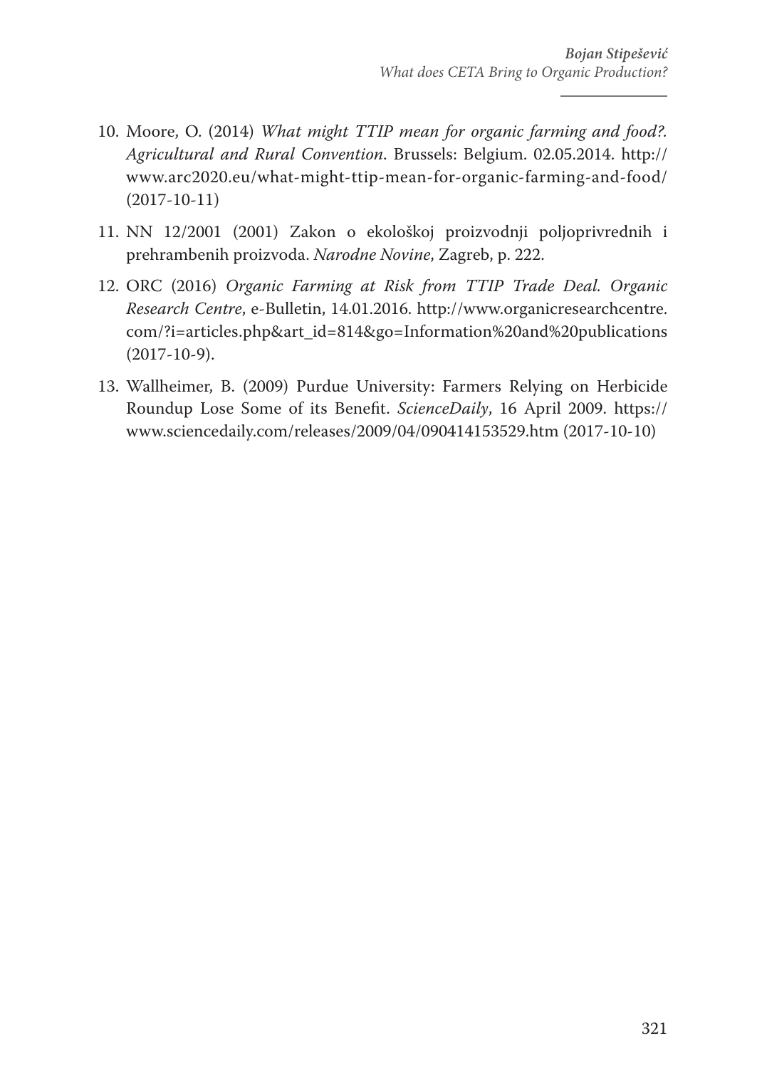10. Moore, O. (2014) *What might TTIP mean for organic farming and food?. Agricultural and Rural Convention*. Brussels: Belgium. 02.05.2014. http://www.arc2020.eu/what-might-ttip-mean-for-organic-farming-and-food/ (2017-10-11)

11. NN 12/2001 (2001) Zakon o ekološkoj proizvodnji poljoprivrednih i prehrambenih proizvoda. *Narodne Novine*, Zagreb, p. 222.

12. ORC (2016) *Organic Farming at Risk from TTIP Trade Deal. Organic Research Centre*, e-Bulletin, 14.01.2016. http://www.organicresearchcentre.com/?i=articles.php&art_id=814&go=Information%20and%20publications (2017-10-9).

13. Wallheimer, B. (2009) Purdue University: Farmers Relying on Herbicide Roundup Lose Some of its Benefit. *ScienceDaily*, 16 April 2009. https://www.sciencedaily.com/releases/2009/04/090414153529.htm (2017-10-10)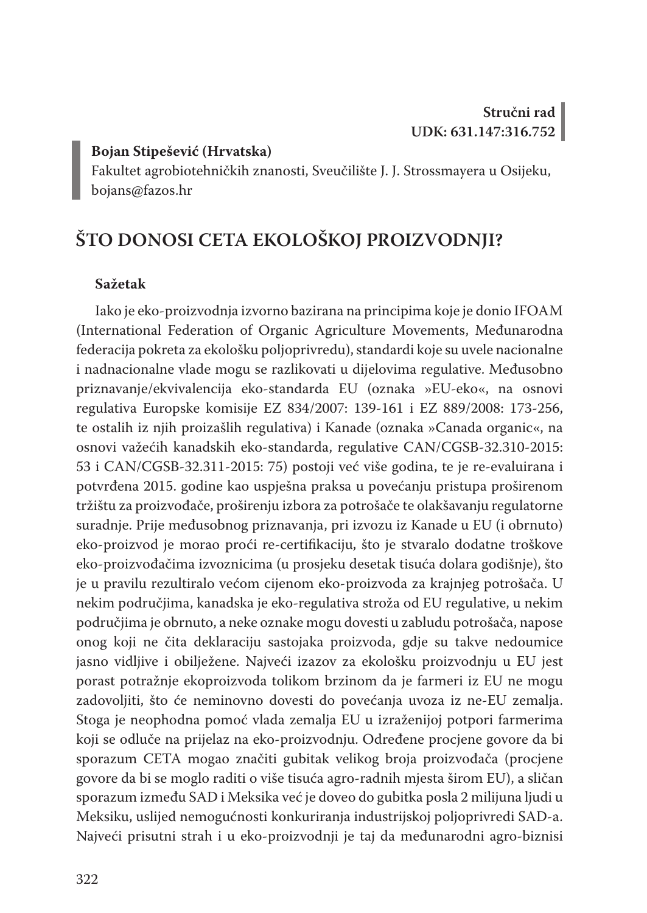**Stručni rad**
**UDK: 631.147:316.752**

**Bojan Stipešević (Hrvatska)**
Fakultet agrobiotehničkih znanosti, Sveučilište J. J. Strossmayera u Osijeku,
bojans@fazos.hr

# ŠTO DONOSI CETA EKOLOŠKOJ PROIZVODNJI?

**Sažetak**

Iako je eko-proizvodnja izvorno bazirana na principima koje je donio IFOAM (International Federation of Organic Agriculture Movements, Međunarodna federacija pokreta za ekološku poljoprivredu), standardi koje su uvele nacionalne i nadnacionalne vlade mogu se razlikovati u dijelovima regulative. Međusobno priznavanje/ekvivalencija eko-standarda EU (oznaka »EU-eko«, na osnovi regulativa Europske komisije EZ 834/2007: 139-161 i EZ 889/2008: 173-256, te ostalih iz njih proizašlih regulativa) i Kanade (oznaka »Canada organic«, na osnovi važećih kanadskih eko-standarda, regulative CAN/CGSB-32.310-2015: 53 i CAN/CGSB-32.311-2015: 75) postoji već više godina, te je re-evaluirana i potvrđena 2015. godine kao uspješna praksa u povećanju pristupa proširenom tržištu za proizvođače, proširenju izbora za potrošače te olakšavanju regulatorne suradnje. Prije međusobnog priznavanja, pri izvozu iz Kanade u EU (i obrnuto) eko-proizvod je morao proći re-certifikaciju, što je stvaralo dodatne troškove eko-proizvođačima izvoznicima (u prosjeku desetak tisuća dolara godišnje), što je u pravilu rezultiralo većom cijenom eko-proizvoda za krajnjeg potrošača. U nekim područjima, kanadska je eko-regulativa stroža od EU regulative, u nekim područjima je obrnuto, a neke oznake mogu dovesti u zabludu potrošača, napose onog koji ne čita deklaraciju sastojaka proizvoda, gdje su takve nedoumice jasno vidljive i obilježene. Najveći izazov za ekološku proizvodnju u EU jest porast potražnje ekoproizvoda tolikom brzinom da je farmeri iz EU ne mogu zadovoljiti, što će neminovno dovesti do povećanja uvoza iz ne-EU zemalja. Stoga je neophodna pomoć vlada zemalja EU u izraženijoj potpori farmerima koji se odluče na prijelaz na eko-proizvodnju. Određene procjene govore da bi sporazum CETA mogao značiti gubitak velikog broja proizvođača (procjene govore da bi se moglo raditi o više tisuća agro-radnih mjesta širom EU), a sličan sporazum između SAD i Meksika već je doveo do gubitka posla 2 milijuna ljudi u Meksiku, uslijed nemogućnosti konkuriranja industrijskoj poljoprivredi SAD-a. Najveći prisutni strah i u eko-proizvodnji je taj da međunarodni agro-biznisi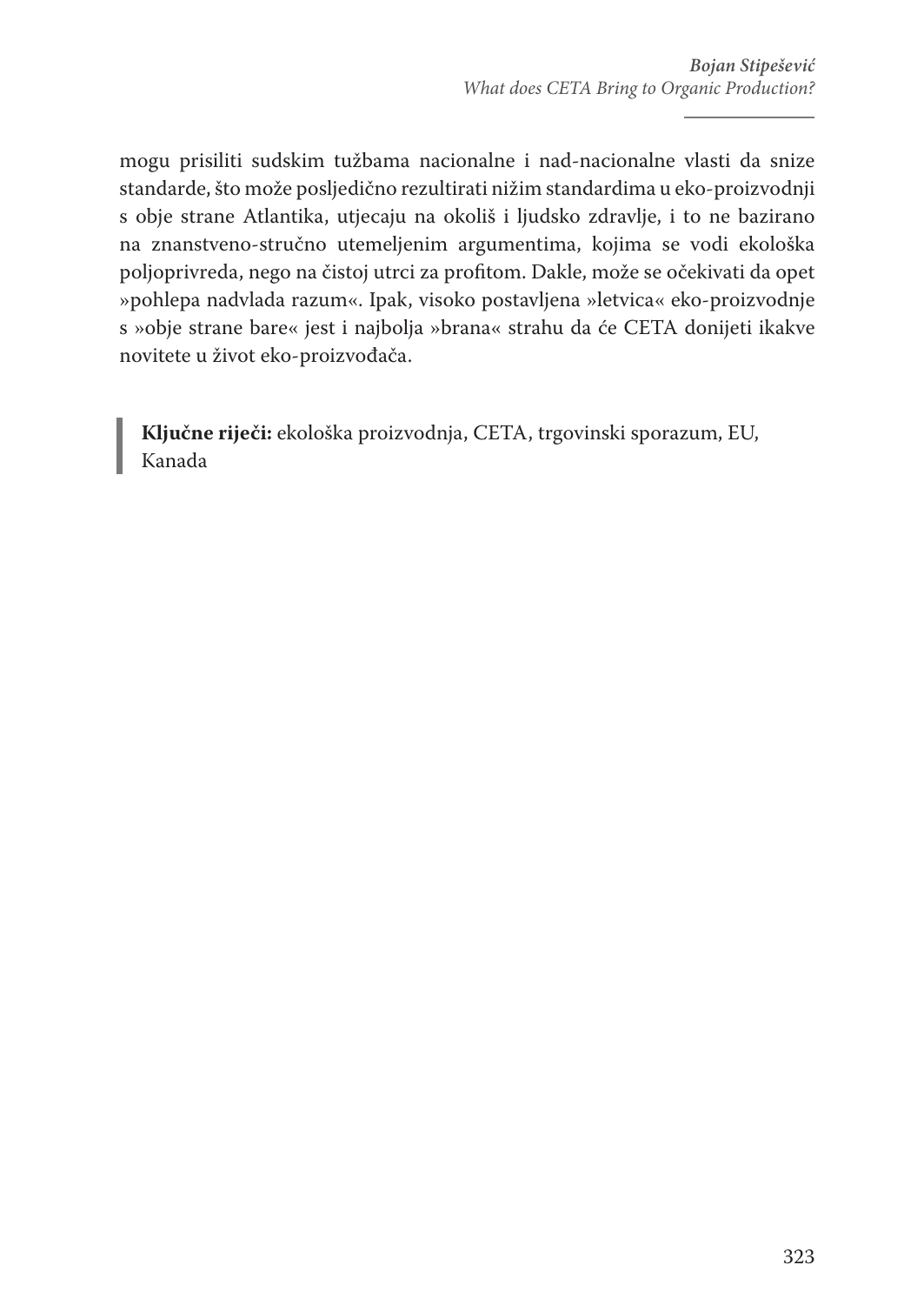mogu prisiliti sudskim tužbama nacionalne i nad-nacionalne vlasti da snize standarde, što može posljedično rezultirati nižim standardima u eko-proizvodnji s obje strane Atlantika, utjecaju na okoliš i ljudsko zdravlje, i to ne bazirano na znanstveno-stručno utemeljenim argumentima, kojima se vodi ekološka poljoprivreda, nego na čistoj utrci za profitom. Dakle, može se očekivati da opet »pohlepa nadvlada razum«. Ipak, visoko postavljena »letvica« eko-proizvodnje s »obje strane bare« jest i najbolja »brana« strahu da će CETA donijeti ikakve novitete u život eko-proizvođača.

**Ključne riječi:** ekološka proizvodnja, CETA, trgovinski sporazum, EU, Kanada